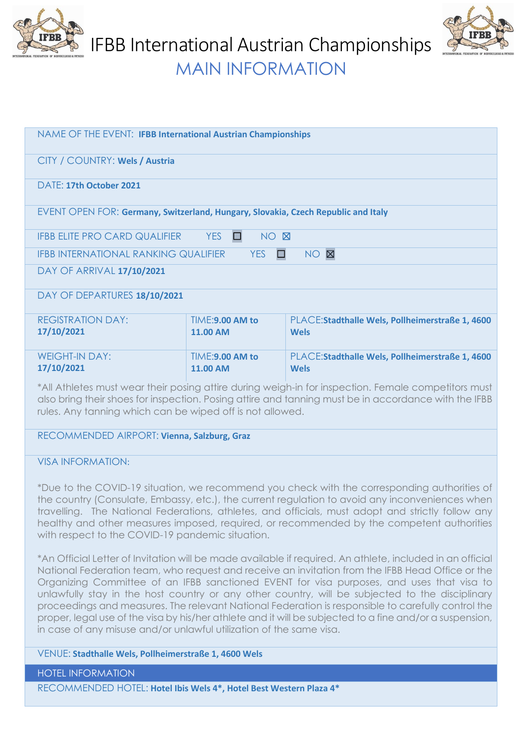# IFBB International Austrian Championships

## MAIN INFORMATION

NAME OF THE EVENT: **IFBB International Austrian Championships**

CITY / COUNTRY: **Wels / Austria**

DATE: **17th October 2021**

EVENT OPEN FOR: **Germany, Switzerland, Hungary, Slovakia, Czech Republic and Italy**

IFBB ELITE PRO CARD QUALIFIER YES ☐ NO ☒

IFBB INTERNATIONAL RANKING QUALIFIER YES ☐ NO ☒

DAY OF ARRIVAL **17/10/2021**

DAY OF DEPARTURES **18/10/2021**

| | | |
|---|---|---|
| REGISTRATION DAY: **17/10/2021** | TIME: **9.00 AM to 11.00 AM** | PLACE: **Stadthalle Wels, Pollheimerstraße 1, 4600 Wels** |
| WEIGHT-IN DAY: **17/10/2021** | TIME: **9.00 AM to 11.00 AM** | PLACE: **Stadthalle Wels, Pollheimerstraße 1, 4600 Wels** |

*All Athletes must wear their posing attire during weigh-in for inspection. Female competitors must also bring their shoes for inspection. Posing attire and tanning must be in accordance with the IFBB rules. Any tanning which can be wiped off is not allowed.

RECOMMENDED AIRPORT: **Vienna, Salzburg, Graz**

VISA INFORMATION:

*Due to the COVID-19 situation, we recommend you check with the corresponding authorities of the country (Consulate, Embassy, etc.), the current regulation to avoid any inconveniences when travelling. The National Federations, athletes, and officials, must adopt and strictly follow any healthy and other measures imposed, required, or recommended by the competent authorities with respect to the COVID-19 pandemic situation.

*An Official Letter of Invitation will be made available if required. An athlete, included in an official National Federation team, who request and receive an invitation from the IFBB Head Office or the Organizing Committee of an IFBB sanctioned EVENT for visa purposes, and uses that visa to unlawfully stay in the host country or any other country, will be subjected to the disciplinary proceedings and measures. The relevant National Federation is responsible to carefully control the proper, legal use of the visa by his/her athlete and it will be subjected to a fine and/or a suspension, in case of any misuse and/or unlawful utilization of the same visa.

VENUE: **Stadthalle Wels, Pollheimerstraße 1, 4600 Wels**

### HOTEL INFORMATION

RECOMMENDED HOTEL: **Hotel Ibis Wels 4*, Hotel Best Western Plaza 4***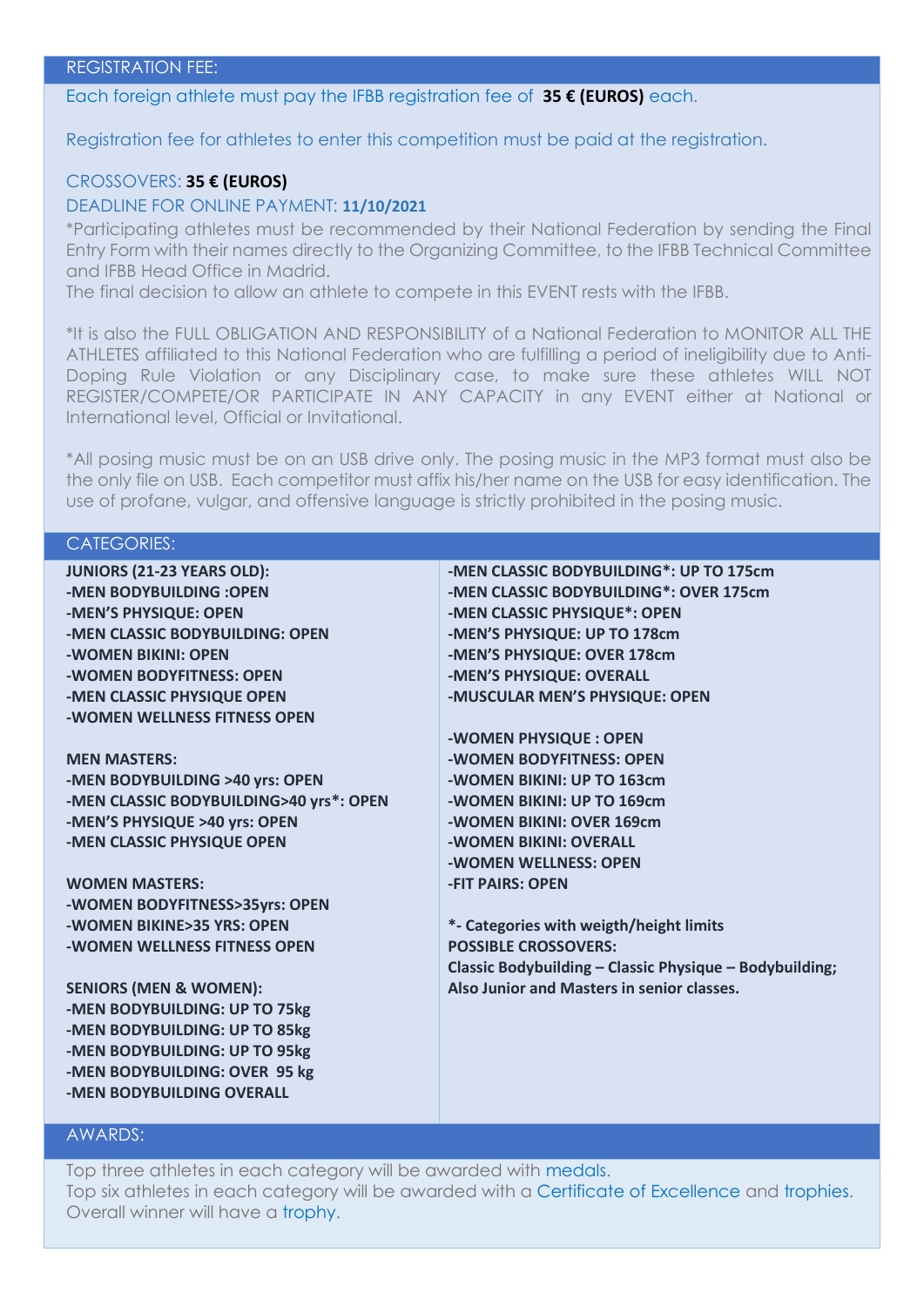## REGISTRATION FEE:

Each foreign athlete must pay the IFBB registration fee of **35 € (EUROS)** each.

Registration fee for athletes to enter this competition must be paid at the registration.

CROSSOVERS: **35 € (EUROS)**

DEADLINE FOR ONLINE PAYMENT: **11/10/2021**

*Participating athletes must be recommended by their National Federation by sending the Final Entry Form with their names directly to the Organizing Committee, to the IFBB Technical Committee and IFBB Head Office in Madrid.
The final decision to allow an athlete to compete in this EVENT rests with the IFBB.

*It is also the FULL OBLIGATION AND RESPONSIBILITY of a National Federation to MONITOR ALL THE ATHLETES affiliated to this National Federation who are fulfilling a period of ineligibility due to Anti-Doping Rule Violation or any Disciplinary case, to make sure these athletes WILL NOT REGISTER/COMPETE/OR PARTICIPATE IN ANY CAPACITY in any EVENT either at National or International level, Official or Invitational.

*All posing music must be on an USB drive only. The posing music in the MP3 format must also be the only file on USB. Each competitor must affix his/her name on the USB for easy identification. The use of profane, vulgar, and offensive language is strictly prohibited in the posing music.

## CATEGORIES:

**JUNIORS (21-23 YEARS OLD):**
**-MEN BODYBUILDING :OPEN**
**-MEN'S PHYSIQUE: OPEN**
**-MEN CLASSIC BODYBUILDING: OPEN**
**-WOMEN BIKINI: OPEN**
**-WOMEN BODYFITNESS: OPEN**
**-MEN CLASSIC PHYSIQUE OPEN**
**-WOMEN WELLNESS FITNESS OPEN**

**MEN MASTERS:**
**-MEN BODYBUILDING >40 yrs: OPEN**
**-MEN CLASSIC BODYBUILDING>40 yrs*: OPEN**
**-MEN'S PHYSIQUE >40 yrs: OPEN**
**-MEN CLASSIC PHYSIQUE OPEN**

**WOMEN MASTERS:**
**-WOMEN BODYFITNESS>35yrs: OPEN**
**-WOMEN BIKINE>35 YRS: OPEN**
**-WOMEN WELLNESS FITNESS OPEN**

**SENIORS (MEN & WOMEN):**
**-MEN BODYBUILDING: UP TO 75kg**
**-MEN BODYBUILDING: UP TO 85kg**
**-MEN BODYBUILDING: UP TO 95kg**
**-MEN BODYBUILDING: OVER 95 kg**
**-MEN BODYBUILDING OVERALL**
**-MEN CLASSIC BODYBUILDING*: UP TO 175cm**
**-MEN CLASSIC BODYBUILDING*: OVER 175cm**
**-MEN CLASSIC PHYSIQUE*: OPEN**
**-MEN'S PHYSIQUE: UP TO 178cm**
**-MEN'S PHYSIQUE: OVER 178cm**
**-MEN'S PHYSIQUE: OVERALL**
**-MUSCULAR MEN'S PHYSIQUE: OPEN**

**-WOMEN PHYSIQUE : OPEN**
**-WOMEN BODYFITNESS: OPEN**
**-WOMEN BIKINI: UP TO 163cm**
**-WOMEN BIKINI: UP TO 169cm**
**-WOMEN BIKINI: OVER 169cm**
**-WOMEN BIKINI: OVERALL**
**-WOMEN WELLNESS: OPEN**
**-FIT PAIRS: OPEN**

**\*- Categories with weigth/height limits**
**POSSIBLE CROSSOVERS:**
**Classic Bodybuilding – Classic Physique – Bodybuilding;**
**Also Junior and Masters in senior classes.**

## AWARDS:

Top three athletes in each category will be awarded with medals.
Top six athletes in each category will be awarded with a Certificate of Excellence and trophies.
Overall winner will have a trophy.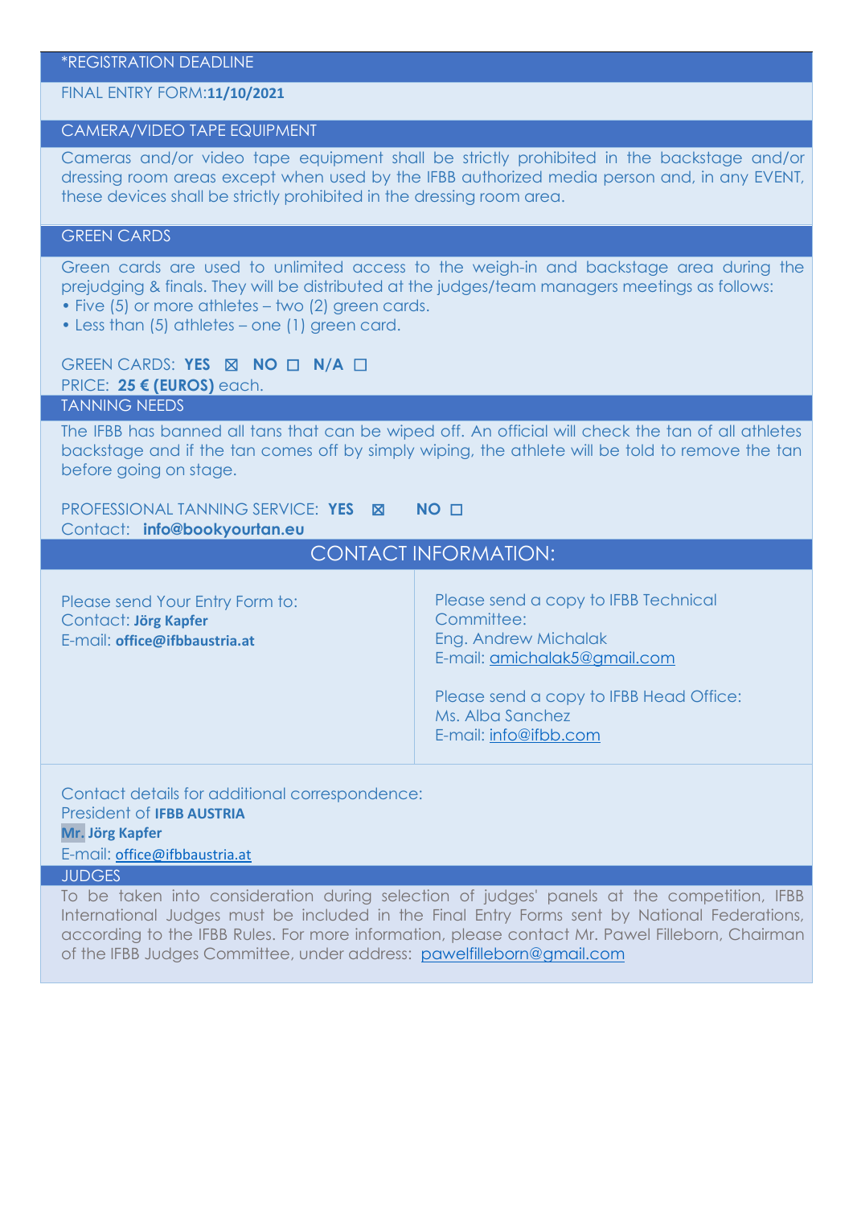## *REGISTRATION DEADLINE

FINAL ENTRY FORM:**11/10/2021**

## CAMERA/VIDEO TAPE EQUIPMENT

Cameras and/or video tape equipment shall be strictly prohibited in the backstage and/or dressing room areas except when used by the IFBB authorized media person and, in any EVENT, these devices shall be strictly prohibited in the dressing room area.

## GREEN CARDS

Green cards are used to unlimited access to the weigh-in and backstage area during the prejudging & finals. They will be distributed at the judges/team managers meetings as follows:

- Five (5) or more athletes – two (2) green cards.
- Less than (5) athletes – one (1) green card.

GREEN CARDS: **YES** ☒ **NO** ☐ **N/A** ☐
PRICE: **25 € (EUROS)** each.

## TANNING NEEDS

The IFBB has banned all tans that can be wiped off. An official will check the tan of all athletes backstage and if the tan comes off by simply wiping, the athlete will be told to remove the tan before going on stage.

PROFESSIONAL TANNING SERVICE: **YES** ☒ **NO** ☐
Contact: **info@bookyourtan.eu**

## CONTACT INFORMATION:

Please send Your Entry Form to:
Contact: **Jörg Kapfer**
E-mail: **office@ifbbaustria.at**

Please send a copy to IFBB Technical Committee:
Eng. Andrew Michalak
E-mail: amichalak5@gmail.com

Please send a copy to IFBB Head Office:
Ms. Alba Sanchez
E-mail: info@ifbb.com

Contact details for additional correspondence:
President of **IFBB AUSTRIA**
**Mr. Jörg Kapfer**
E-mail: office@ifbbaustria.at

## JUDGES

To be taken into consideration during selection of judges' panels at the competition, IFBB International Judges must be included in the Final Entry Forms sent by National Federations, according to the IFBB Rules. For more information, please contact Mr. Pawel Filleborn, Chairman of the IFBB Judges Committee, under address: pawelfilleborn@gmail.com